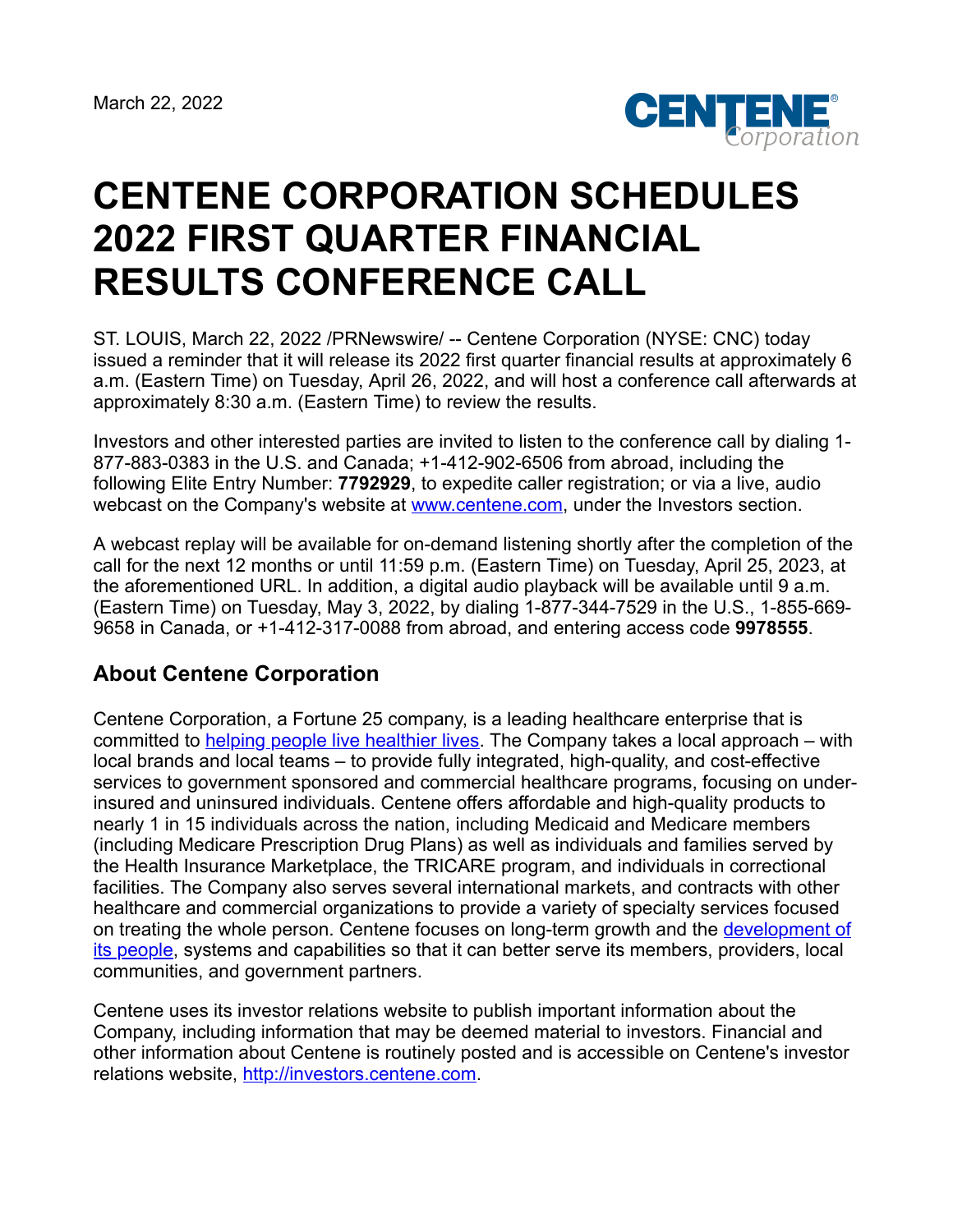March 22, 2022

# CENTENE CORPORATION SCHEDULES 2022 FIRST QUARTER FINANCIAL RESULTS CONFERENCE CALL

ST. LOUIS, March 22, 2022 /PRNewswire/ -- Centene Corporation (NYSE: CNC) today issued a reminder that it will release its 2022 first quarter financial results at approximately 6 a.m. (Eastern Time) on Tuesday, April 26, 2022, and will host a conference call afterwards at approximately 8:30 a.m. (Eastern Time) to review the results.

Investors and other interested parties are invited to listen to the conference call by dialing 1-877-883-0383 in the U.S. and Canada; +1-412-902-6506 from abroad, including the following Elite Entry Number: **7792929**, to expedite caller registration; or via a live, audio webcast on the Company's website at [www.centene.com](www.centene.com), under the Investors section.

A webcast replay will be available for on-demand listening shortly after the completion of the call for the next 12 months or until 11:59 p.m. (Eastern Time) on Tuesday, April 25, 2023, at the aforementioned URL. In addition, a digital audio playback will be available until 9 a.m. (Eastern Time) on Tuesday, May 3, 2022, by dialing 1-877-344-7529 in the U.S., 1-855-669-9658 in Canada, or +1-412-317-0088 from abroad, and entering access code **9978555**.

## About Centene Corporation

Centene Corporation, a Fortune 25 company, is a leading healthcare enterprise that is committed to helping people live healthier lives. The Company takes a local approach – with local brands and local teams – to provide fully integrated, high-quality, and cost-effective services to government sponsored and commercial healthcare programs, focusing on under-insured and uninsured individuals. Centene offers affordable and high-quality products to nearly 1 in 15 individuals across the nation, including Medicaid and Medicare members (including Medicare Prescription Drug Plans) as well as individuals and families served by the Health Insurance Marketplace, the TRICARE program, and individuals in correctional facilities. The Company also serves several international markets, and contracts with other healthcare and commercial organizations to provide a variety of specialty services focused on treating the whole person. Centene focuses on long-term growth and the development of its people, systems and capabilities so that it can better serve its members, providers, local communities, and government partners.

Centene uses its investor relations website to publish important information about the Company, including information that may be deemed material to investors. Financial and other information about Centene is routinely posted and is accessible on Centene's investor relations website, [http://investors.centene.com](http://investors.centene.com).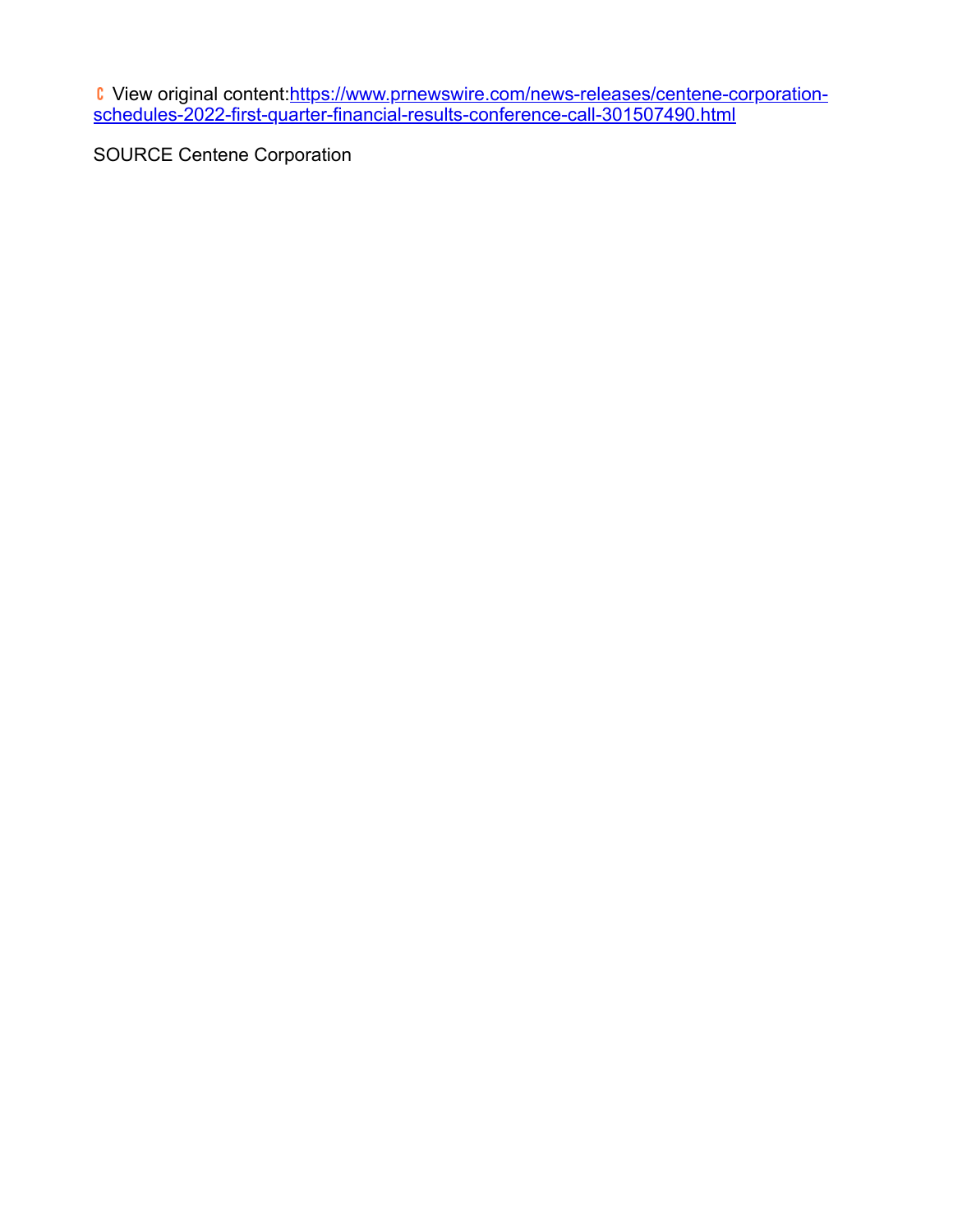View original content:[https://www.prnewswire.com/news-releases/centene-corporation-schedules-2022-first-quarter-financial-results-conference-call-301507490.html](https://www.prnewswire.com/news-releases/centene-corporation-schedules-2022-first-quarter-financial-results-conference-call-301507490.html)

SOURCE Centene Corporation